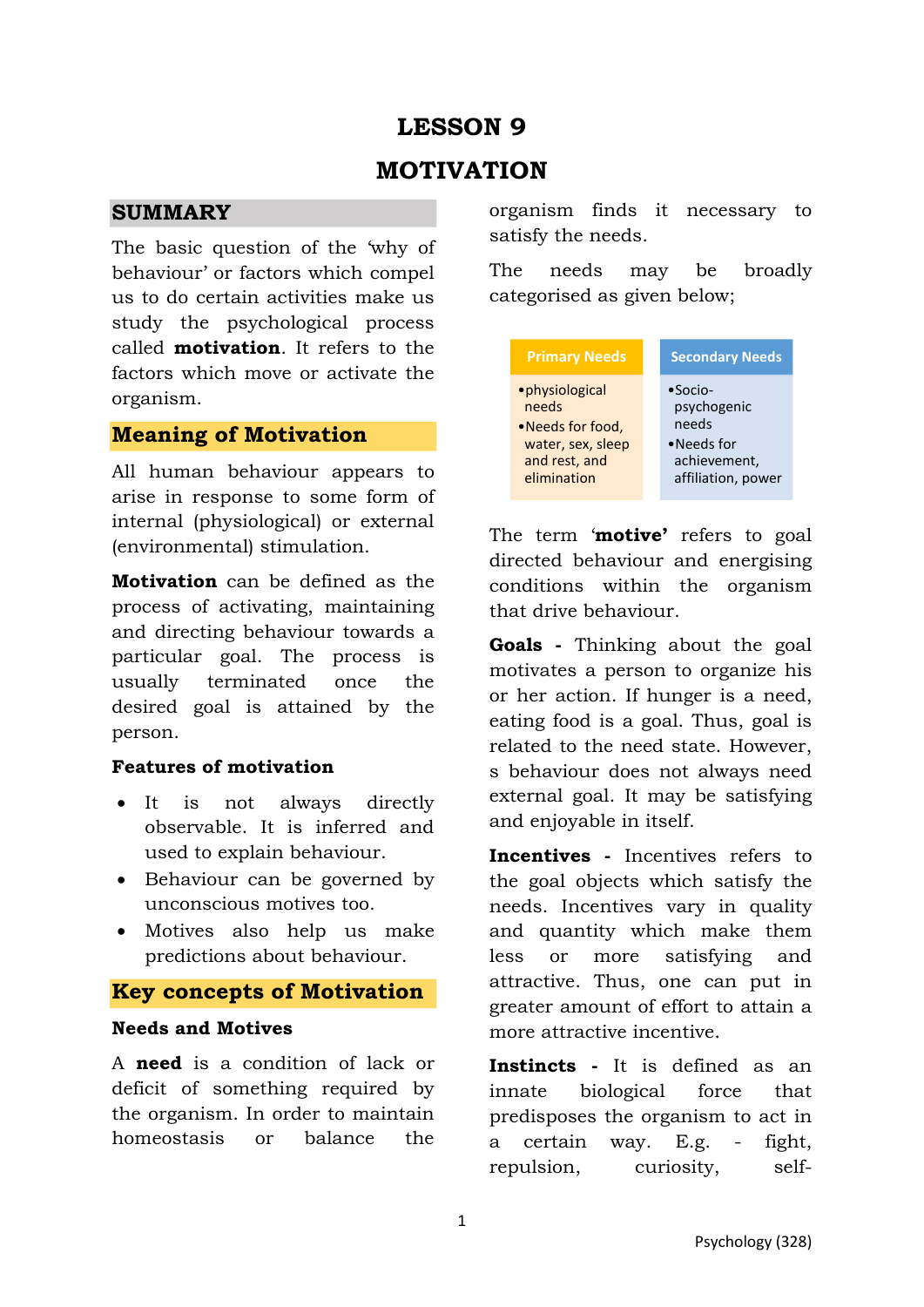# LESSON 9

# MOTIVATION

## SUMMARY

The basic question of the 'why of behaviour' or factors which compel us to do certain activities make us study the psychological process called **motivation**. It refers to the factors which move or activate the organism.

## Meaning of Motivation

All human behaviour appears to arise in response to some form of internal (physiological) or external (environmental) stimulation.

**Motivation** can be defined as the process of activating, maintaining and directing behaviour towards a particular goal. The process is usually terminated once the desired goal is attained by the person.

### Features of motivation

- It is not always directly observable. It is inferred and used to explain behaviour.
- Behaviour can be governed by unconscious motives too.
- Motives also help us make predictions about behaviour.

## Key concepts of Motivation

### Needs and Motives

A **need** is a condition of lack or deficit of something required by the organism. In order to maintain homeostasis or balance the organism finds it necessary to satisfy the needs.

The needs may be broadly categorised as given below;

| Primary Needs | Secondary Needs |
| --- | --- |
| •physiological needs<br>•Needs for food, water, sex, sleep and rest, and elimination | •Socio-psychogenic needs<br>•Needs for achievement, affiliation, power |

The term '**motive'** refers to goal directed behaviour and energising conditions within the organism that drive behaviour.

**Goals -** Thinking about the goal motivates a person to organize his or her action. If hunger is a need, eating food is a goal. Thus, goal is related to the need state. However, s behaviour does not always need external goal. It may be satisfying and enjoyable in itself.

**Incentives -** Incentives refers to the goal objects which satisfy the needs. Incentives vary in quality and quantity which make them less or more satisfying and attractive. Thus, one can put in greater amount of effort to attain a more attractive incentive.

**Instincts -** It is defined as an innate biological force that predisposes the organism to act in a certain way. E.g. - fight, repulsion, curiosity, self-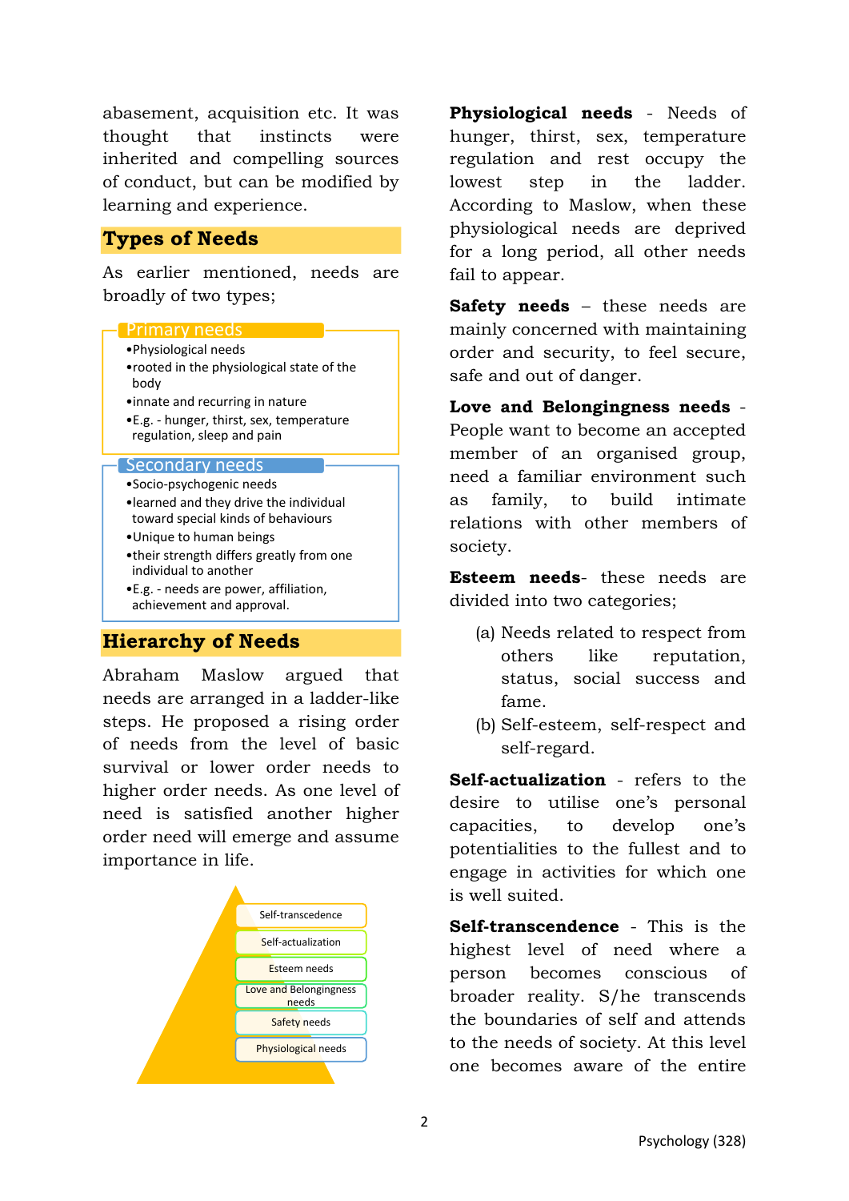abasement, acquisition etc. It was thought that instincts were inherited and compelling sources of conduct, but can be modified by learning and experience.

## Types of Needs

As earlier mentioned, needs are broadly of two types;

**Primary needs**

- Physiological needs
- rooted in the physiological state of the body
- innate and recurring in nature
- E.g. - hunger, thirst, sex, temperature regulation, sleep and pain

**Secondary needs**

- Socio-psychogenic needs
- learned and they drive the individual toward special kinds of behaviours
- Unique to human beings
- their strength differs greatly from one individual to another
- E.g. - needs are power, affiliation, achievement and approval.

## Hierarchy of Needs

Abraham Maslow argued that needs are arranged in a ladder-like steps. He proposed a rising order of needs from the level of basic survival or lower order needs to higher order needs. As one level of need is satisfied another higher order need will emerge and assume importance in life.

- Self-transcedence
- Self-actualization
- Esteem needs
- Love and Belongingness needs
- Safety needs
- Physiological needs

**Physiological needs** - Needs of hunger, thirst, sex, temperature regulation and rest occupy the lowest step in the ladder. According to Maslow, when these physiological needs are deprived for a long period, all other needs fail to appear.

**Safety needs** – these needs are mainly concerned with maintaining order and security, to feel secure, safe and out of danger.

**Love and Belongingness needs** - People want to become an accepted member of an organised group, need a familiar environment such as family, to build intimate relations with other members of society.

**Esteem needs**- these needs are divided into two categories;

(a) Needs related to respect from others like reputation, status, social success and fame.

(b) Self-esteem, self-respect and self-regard.

**Self-actualization** - refers to the desire to utilise one's personal capacities, to develop one's potentialities to the fullest and to engage in activities for which one is well suited.

**Self-transcendence** - This is the highest level of need where a person becomes conscious of broader reality. S/he transcends the boundaries of self and attends to the needs of society. At this level one becomes aware of the entire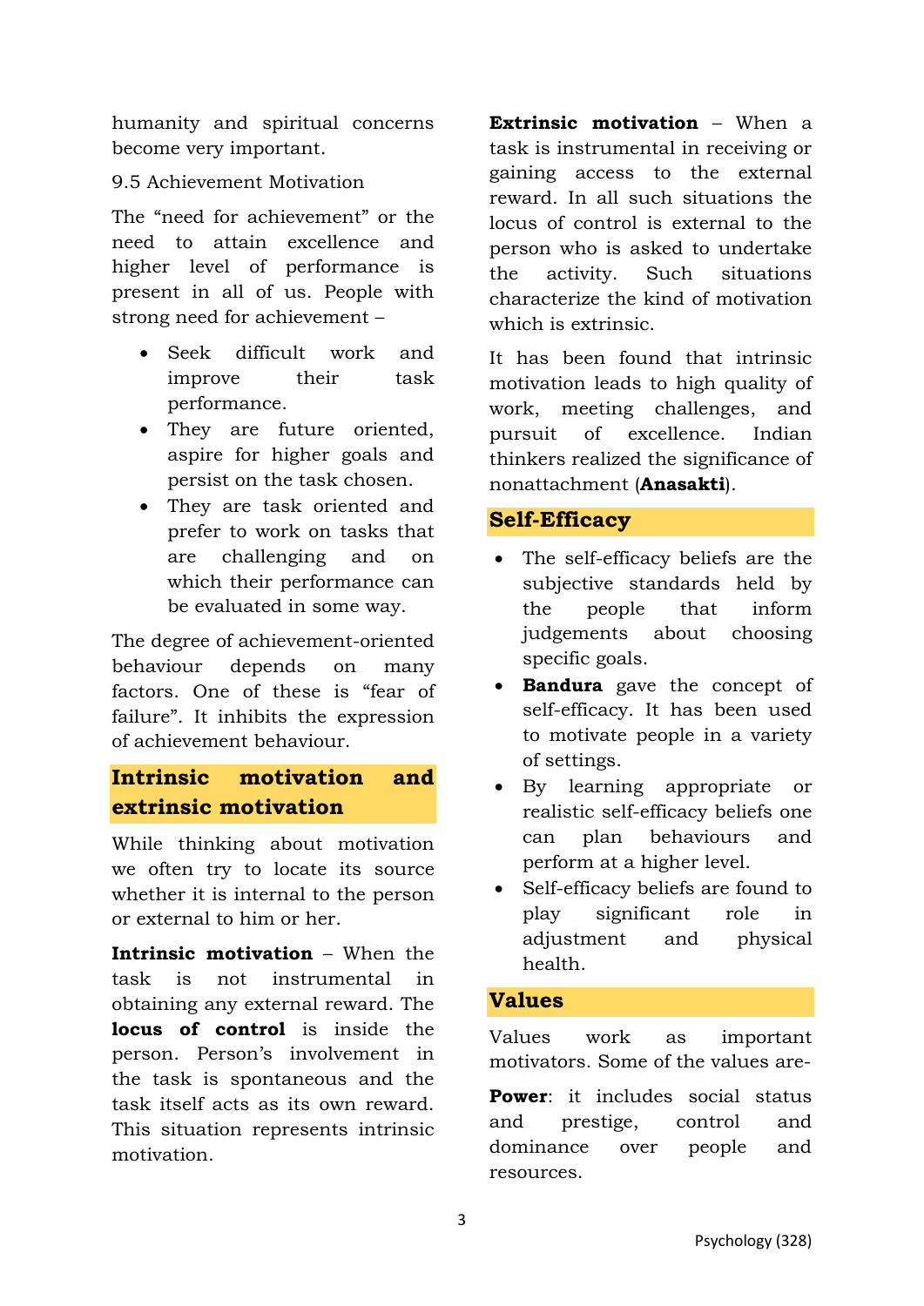humanity and spiritual concerns become very important.

9.5 Achievement Motivation

The "need for achievement" or the need to attain excellence and higher level of performance is present in all of us. People with strong need for achievement –

- Seek difficult work and improve their task performance.
- They are future oriented, aspire for higher goals and persist on the task chosen.
- They are task oriented and prefer to work on tasks that are challenging and on which their performance can be evaluated in some way.

The degree of achievement-oriented behaviour depends on many factors. One of these is "fear of failure". It inhibits the expression of achievement behaviour.

## Intrinsic motivation and extrinsic motivation

While thinking about motivation we often try to locate its source whether it is internal to the person or external to him or her.

**Intrinsic motivation** – When the task is not instrumental in obtaining any external reward. The **locus of control** is inside the person. Person's involvement in the task is spontaneous and the task itself acts as its own reward. This situation represents intrinsic motivation.

**Extrinsic motivation** – When a task is instrumental in receiving or gaining access to the external reward. In all such situations the locus of control is external to the person who is asked to undertake the activity. Such situations characterize the kind of motivation which is extrinsic.

It has been found that intrinsic motivation leads to high quality of work, meeting challenges, and pursuit of excellence. Indian thinkers realized the significance of nonattachment (**Anasakti**).

## Self-Efficacy

- The self-efficacy beliefs are the subjective standards held by the people that inform judgements about choosing specific goals.
- **Bandura** gave the concept of self-efficacy. It has been used to motivate people in a variety of settings.
- By learning appropriate or realistic self-efficacy beliefs one can plan behaviours and perform at a higher level.
- Self-efficacy beliefs are found to play significant role in adjustment and physical health.

## Values

Values work as important motivators. Some of the values are-

**Power**: it includes social status and prestige, control and dominance over people and resources.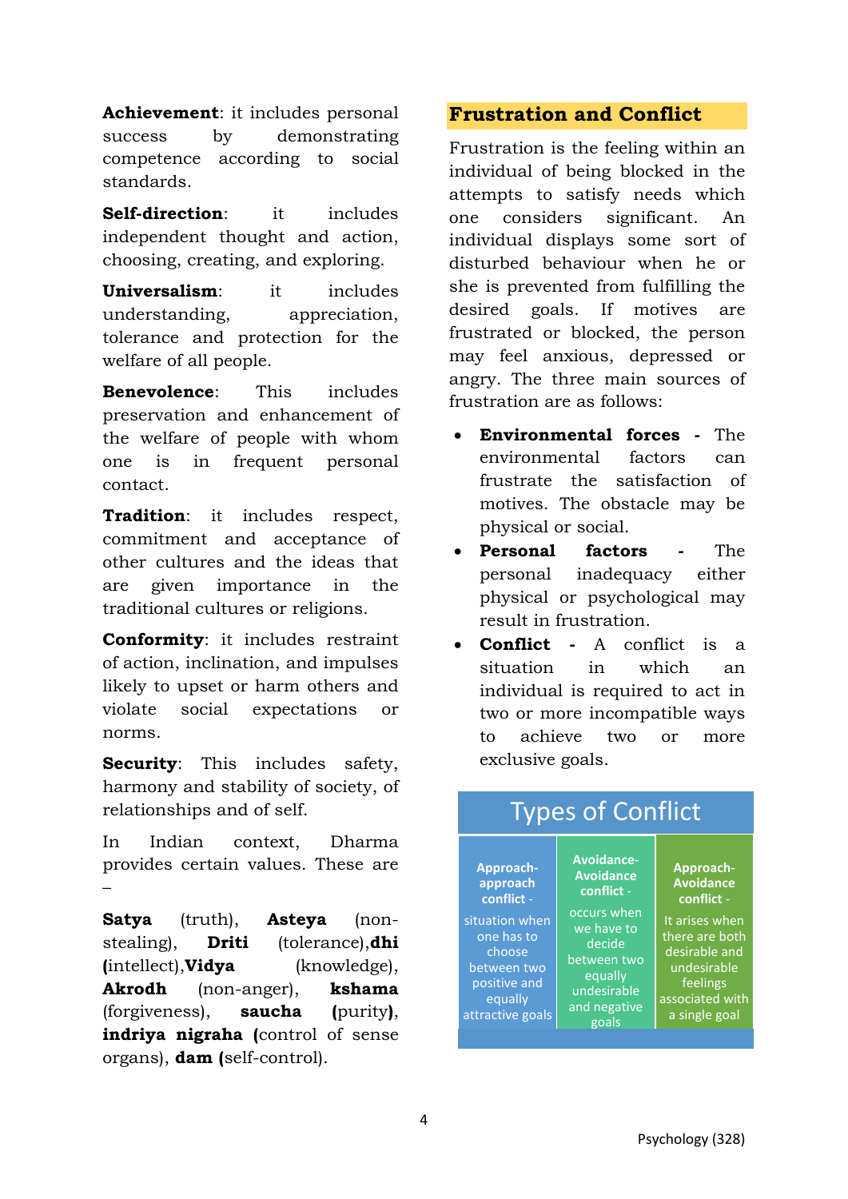**Achievement**: it includes personal success by demonstrating competence according to social standards.

**Self-direction**: it includes independent thought and action, choosing, creating, and exploring.

**Universalism**: it includes understanding, appreciation, tolerance and protection for the welfare of all people.

**Benevolence**: This includes preservation and enhancement of the welfare of people with whom one is in frequent personal contact.

**Tradition**: it includes respect, commitment and acceptance of other cultures and the ideas that are given importance in the traditional cultures or religions.

**Conformity**: it includes restraint of action, inclination, and impulses likely to upset or harm others and violate social expectations or norms.

**Security**: This includes safety, harmony and stability of society, of relationships and of self.

In Indian context, Dharma provides certain values. These are –

**Satya** (truth), **Asteya** (non-stealing), **Driti** (tolerance),**dhi (**intellect),**Vidya** (knowledge), **Akrodh** (non-anger), **kshama** (forgiveness), **saucha (**purity**)**, **indriya nigraha (**control of sense organs), **dam (**self-control).

## Frustration and Conflict

Frustration is the feeling within an individual of being blocked in the attempts to satisfy needs which one considers significant. An individual displays some sort of disturbed behaviour when he or she is prevented from fulfilling the desired goals. If motives are frustrated or blocked, the person may feel anxious, depressed or angry. The three main sources of frustration are as follows:

- **Environmental forces -** The environmental factors can frustrate the satisfaction of motives. The obstacle may be physical or social.
- **Personal factors -** The personal inadequacy either physical or psychological may result in frustration.
- **Conflict -** A conflict is a situation in which an individual is required to act in two or more incompatible ways to achieve two or more exclusive goals.

**Types of Conflict**

| Approach-approach conflict - | Avoidance-Avoidance conflict - | Approach-Avoidance conflict - |
|---|---|---|
| situation when one has to choose between two positive and equally attractive goals | occurs when we have to decide between two equally undesirable and negative goals | It arises when there are both desirable and undesirable feelings associated with a single goal |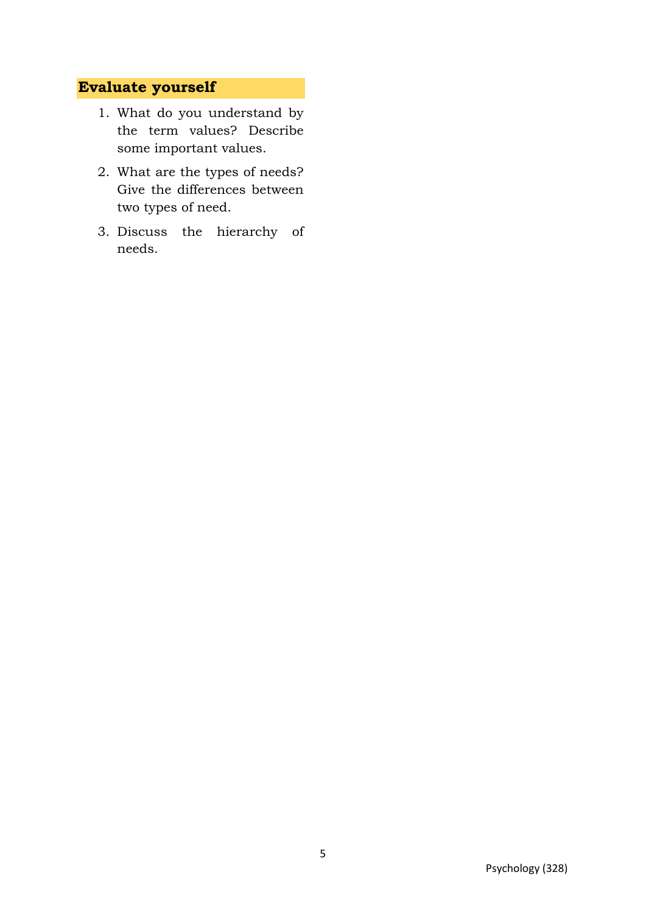## Evaluate yourself

1. What do you understand by the term values? Describe some important values.
2. What are the types of needs? Give the differences between two types of need.
3. Discuss the hierarchy of needs.